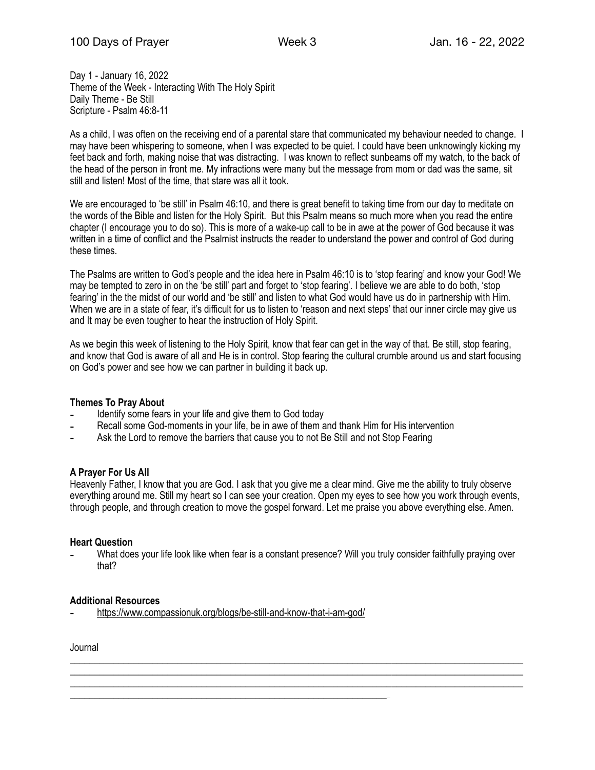Day 1 - January 16, 2022
Theme of the Week - Interacting With The Holy Spirit
Daily Theme - Be Still
Scripture - Psalm 46:8-11

As a child, I was often on the receiving end of a parental stare that communicated my behaviour needed to change. I may have been whispering to someone, when I was expected to be quiet. I could have been unknowingly kicking my feet back and forth, making noise that was distracting. I was known to reflect sunbeams off my watch, to the back of the head of the person in front me. My infractions were many but the message from mom or dad was the same, sit still and listen! Most of the time, that stare was all it took.

We are encouraged to 'be still' in Psalm 46:10, and there is great benefit to taking time from our day to meditate on the words of the Bible and listen for the Holy Spirit. But this Psalm means so much more when you read the entire chapter (I encourage you to do so). This is more of a wake-up call to be in awe at the power of God because it was written in a time of conflict and the Psalmist instructs the reader to understand the power and control of God during these times.

The Psalms are written to God's people and the idea here in Psalm 46:10 is to 'stop fearing' and know your God! We may be tempted to zero in on the 'be still' part and forget to 'stop fearing'. I believe we are able to do both, 'stop fearing' in the the midst of our world and 'be still' and listen to what God would have us do in partnership with Him. When we are in a state of fear, it's difficult for us to listen to 'reason and next steps' that our inner circle may give us and It may be even tougher to hear the instruction of Holy Spirit.

As we begin this week of listening to the Holy Spirit, know that fear can get in the way of that. Be still, stop fearing, and know that God is aware of all and He is in control. Stop fearing the cultural crumble around us and start focusing on God's power and see how we can partner in building it back up.

**Themes To Pray About**

- Identify some fears in your life and give them to God today
- Recall some God-moments in your life, be in awe of them and thank Him for His intervention
- Ask the Lord to remove the barriers that cause you to not Be Still and not Stop Fearing

**A Prayer For Us All**

Heavenly Father, I know that you are God. I ask that you give me a clear mind. Give me the ability to truly observe everything around me. Still my heart so I can see your creation. Open my eyes to see how you work through events, through people, and through creation to move the gospel forward. Let me praise you above everything else. Amen.

**Heart Question**

- What does your life look like when fear is a constant presence? Will you truly consider faithfully praying over that?

**Additional Resources**

- https://www.compassionuk.org/blogs/be-still-and-know-that-i-am-god/

Journal

\_\_\_\_\_\_\_\_\_\_\_\_\_\_\_\_\_\_\_\_\_\_\_\_\_\_\_\_\_\_\_\_\_\_\_\_\_\_\_\_\_\_\_\_\_\_\_\_\_\_\_\_\_\_\_\_\_\_\_\_\_\_\_\_\_\_\_\_\_\_\_\_\_\_\_\_\_\_
\_\_\_\_\_\_\_\_\_\_\_\_\_\_\_\_\_\_\_\_\_\_\_\_\_\_\_\_\_\_\_\_\_\_\_\_\_\_\_\_\_\_\_\_\_\_\_\_\_\_\_\_\_\_\_\_\_\_\_\_\_\_\_\_\_\_\_\_\_\_\_\_\_\_\_\_\_\_
\_\_\_\_\_\_\_\_\_\_\_\_\_\_\_\_\_\_\_\_\_\_\_\_\_\_\_\_\_\_\_\_\_\_\_\_\_\_\_\_\_\_\_\_\_\_\_\_\_\_\_\_\_\_\_\_\_\_\_\_\_\_\_\_\_\_\_\_\_\_\_\_\_\_\_\_\_\_
\_\_\_\_\_\_\_\_\_\_\_\_\_\_\_\_\_\_\_\_\_\_\_\_\_\_\_\_\_\_\_\_\_\_\_\_\_\_\_\_\_\_\_\_\_\_\_\_\_\_\_\_\_\_\_\_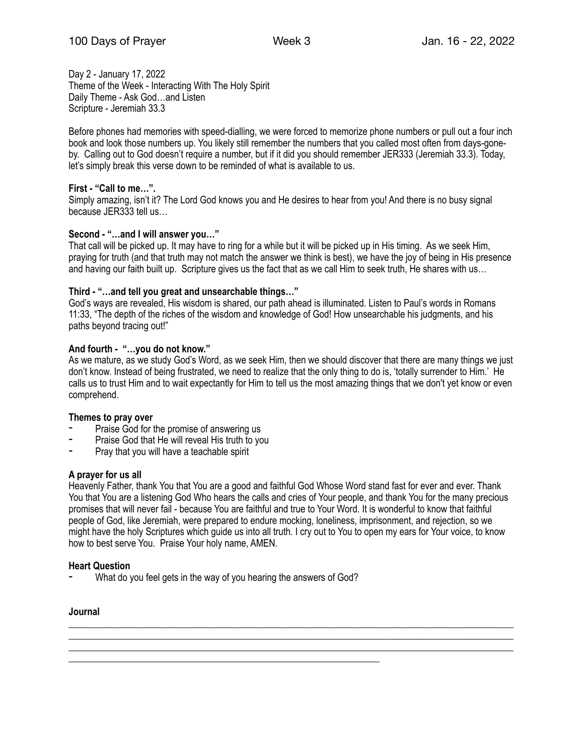Day 2 - January 17, 2022
Theme of the Week - Interacting With The Holy Spirit
Daily Theme - Ask God…and Listen
Scripture - Jeremiah 33.3

Before phones had memories with speed-dialling, we were forced to memorize phone numbers or pull out a four inch book and look those numbers up. You likely still remember the numbers that you called most often from days-gone-by. Calling out to God doesn't require a number, but if it did you should remember JER333 (Jeremiah 33.3). Today, let's simply break this verse down to be reminded of what is available to us.

**First - "Call to me…".**
Simply amazing, isn't it? The Lord God knows you and He desires to hear from you! And there is no busy signal because JER333 tell us…

**Second - "…and I will answer you…"**
That call will be picked up. It may have to ring for a while but it will be picked up in His timing. As we seek Him, praying for truth (and that truth may not match the answer we think is best), we have the joy of being in His presence and having our faith built up. Scripture gives us the fact that as we call Him to seek truth, He shares with us…

**Third - "…and tell you great and unsearchable things…"**
God's ways are revealed, His wisdom is shared, our path ahead is illuminated. Listen to Paul's words in Romans 11:33, "The depth of the riches of the wisdom and knowledge of God! How unsearchable his judgments, and his paths beyond tracing out!"

**And fourth - "…you do not know."**
As we mature, as we study God's Word, as we seek Him, then we should discover that there are many things we just don't know. Instead of being frustrated, we need to realize that the only thing to do is, 'totally surrender to Him.' He calls us to trust Him and to wait expectantly for Him to tell us the most amazing things that we don't yet know or even comprehend.

**Themes to pray over**

- Praise God for the promise of answering us
- Praise God that He will reveal His truth to you
- Pray that you will have a teachable spirit

**A prayer for us all**
Heavenly Father, thank You that You are a good and faithful God Whose Word stand fast for ever and ever. Thank You that You are a listening God Who hears the calls and cries of Your people, and thank You for the many precious promises that will never fail - because You are faithful and true to Your Word. It is wonderful to know that faithful people of God, like Jeremiah, were prepared to endure mocking, loneliness, imprisonment, and rejection, so we might have the holy Scriptures which guide us into all truth. I cry out to You to open my ears for Your voice, to know how to best serve You. Praise Your holy name, AMEN.

**Heart Question**

- What do you feel gets in the way of you hearing the answers of God?

**Journal**

______________________________________________________________________________
______________________________________________________________________________
______________________________________________________________________________
____________________________________________________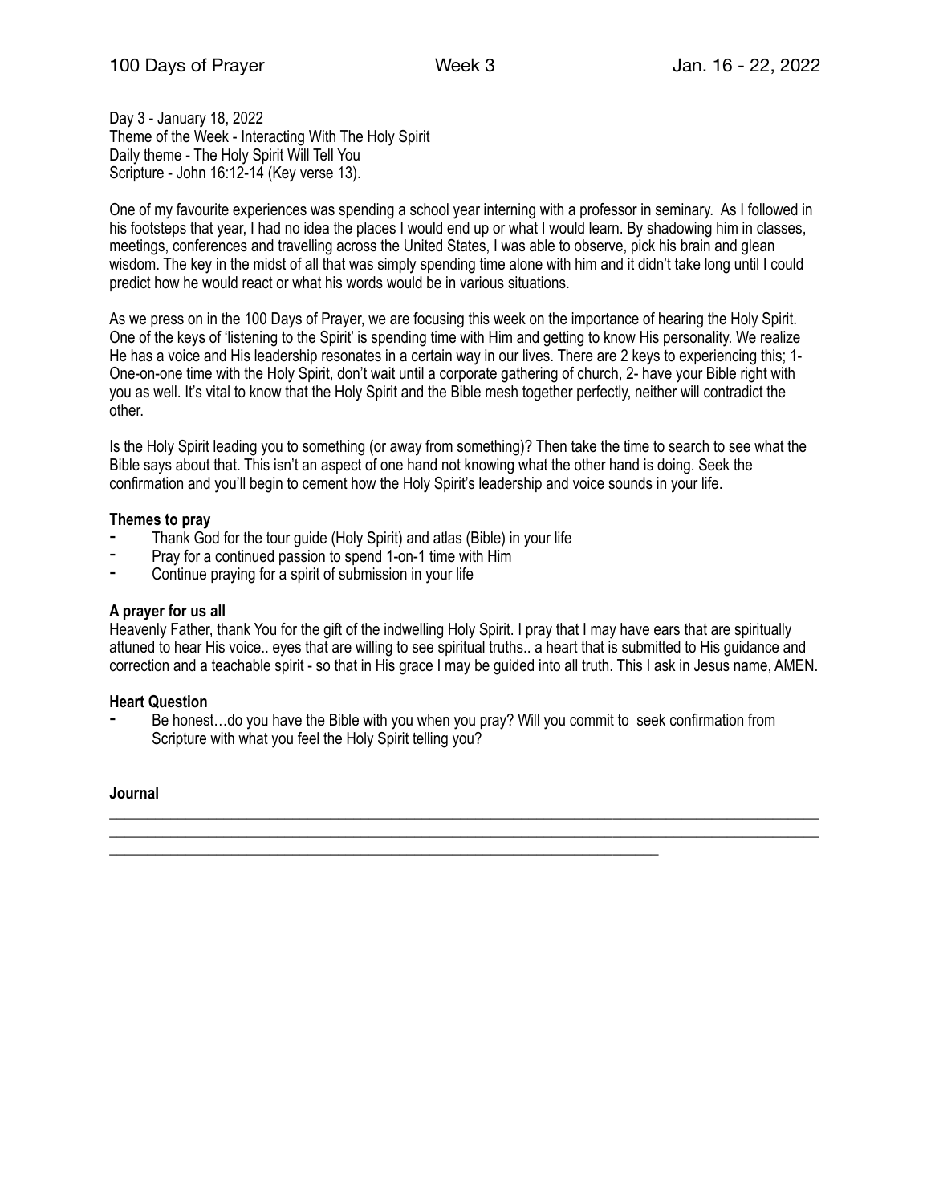Day 3 - January 18, 2022
Theme of the Week - Interacting With The Holy Spirit
Daily theme - The Holy Spirit Will Tell You
Scripture - John 16:12-14 (Key verse 13).

One of my favourite experiences was spending a school year interning with a professor in seminary. As I followed in his footsteps that year, I had no idea the places I would end up or what I would learn. By shadowing him in classes, meetings, conferences and travelling across the United States, I was able to observe, pick his brain and glean wisdom. The key in the midst of all that was simply spending time alone with him and it didn't take long until I could predict how he would react or what his words would be in various situations.

As we press on in the 100 Days of Prayer, we are focusing this week on the importance of hearing the Holy Spirit. One of the keys of 'listening to the Spirit' is spending time with Him and getting to know His personality. We realize He has a voice and His leadership resonates in a certain way in our lives. There are 2 keys to experiencing this; 1- One-on-one time with the Holy Spirit, don't wait until a corporate gathering of church, 2- have your Bible right with you as well. It's vital to know that the Holy Spirit and the Bible mesh together perfectly, neither will contradict the other.

Is the Holy Spirit leading you to something (or away from something)? Then take the time to search to see what the Bible says about that. This isn't an aspect of one hand not knowing what the other hand is doing. Seek the confirmation and you'll begin to cement how the Holy Spirit's leadership and voice sounds in your life.

**Themes to pray**

- Thank God for the tour guide (Holy Spirit) and atlas (Bible) in your life
- Pray for a continued passion to spend 1-on-1 time with Him
- Continue praying for a spirit of submission in your life

**A prayer for us all**

Heavenly Father, thank You for the gift of the indwelling Holy Spirit. I pray that I may have ears that are spiritually attuned to hear His voice.. eyes that are willing to see spiritual truths.. a heart that is submitted to His guidance and correction and a teachable spirit - so that in His grace I may be guided into all truth. This I ask in Jesus name, AMEN.

**Heart Question**

- Be honest…do you have the Bible with you when you pray? Will you commit to seek confirmation from Scripture with what you feel the Holy Spirit telling you?

**Journal**

___________________________________________________________________________
___________________________________________________________________________
___________________________________________________________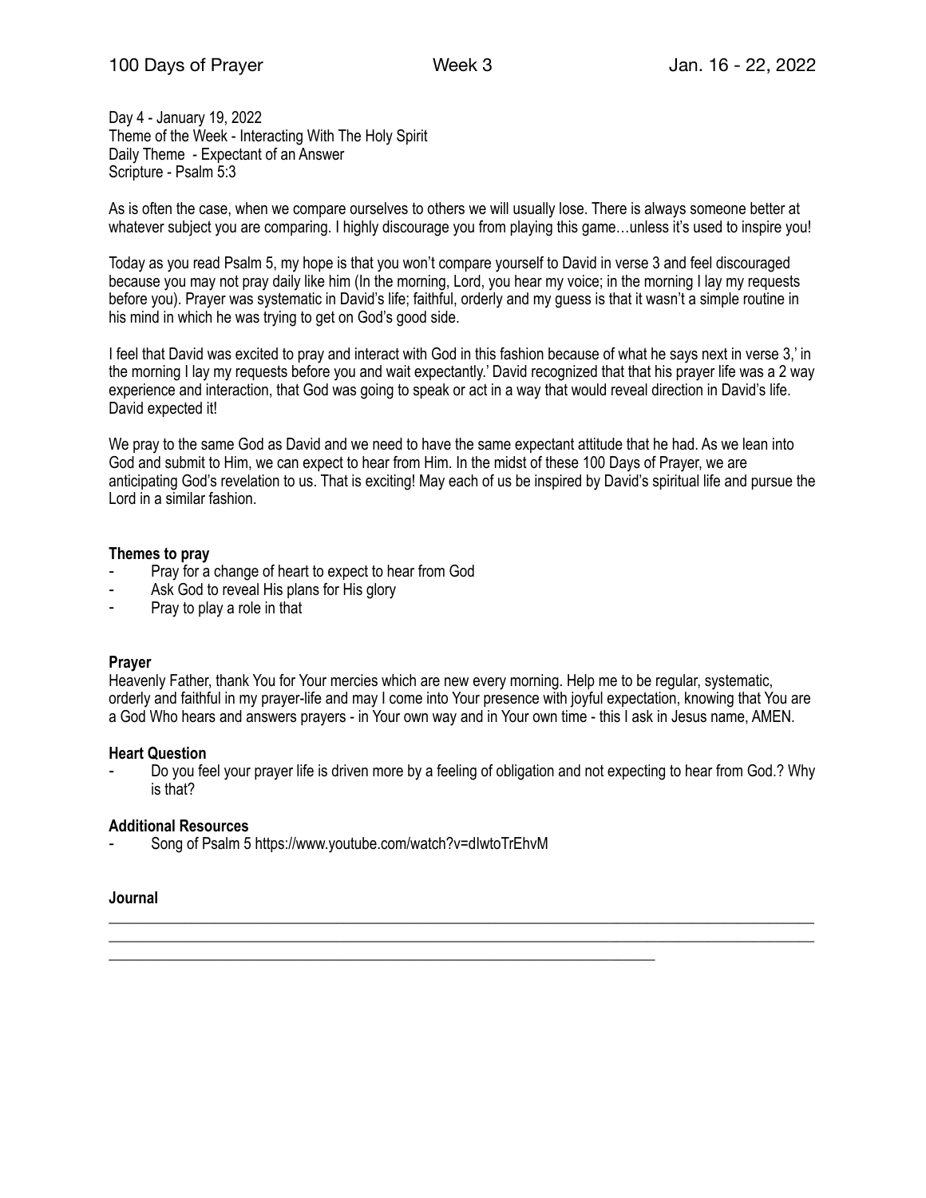Day 4 - January 19, 2022
Theme of the Week - Interacting With The Holy Spirit
Daily Theme - Expectant of an Answer
Scripture - Psalm 5:3

As is often the case, when we compare ourselves to others we will usually lose. There is always someone better at whatever subject you are comparing. I highly discourage you from playing this game…unless it's used to inspire you!

Today as you read Psalm 5, my hope is that you won't compare yourself to David in verse 3 and feel discouraged because you may not pray daily like him (In the morning, Lord, you hear my voice; in the morning I lay my requests before you). Prayer was systematic in David's life; faithful, orderly and my guess is that it wasn't a simple routine in his mind in which he was trying to get on God's good side.

I feel that David was excited to pray and interact with God in this fashion because of what he says next in verse 3,' in the morning I lay my requests before you and wait expectantly.' David recognized that that his prayer life was a 2 way experience and interaction, that God was going to speak or act in a way that would reveal direction in David's life. David expected it!

We pray to the same God as David and we need to have the same expectant attitude that he had. As we lean into God and submit to Him, we can expect to hear from Him. In the midst of these 100 Days of Prayer, we are anticipating God's revelation to us. That is exciting! May each of us be inspired by David's spiritual life and pursue the Lord in a similar fashion.

**Themes to pray**

- Pray for a change of heart to expect to hear from God
- Ask God to reveal His plans for His glory
- Pray to play a role in that

**Prayer**

Heavenly Father, thank You for Your mercies which are new every morning. Help me to be regular, systematic, orderly and faithful in my prayer-life and may I come into Your presence with joyful expectation, knowing that You are a God Who hears and answers prayers - in Your own way and in Your own time - this I ask in Jesus name, AMEN.

**Heart Question**

- Do you feel your prayer life is driven more by a feeling of obligation and not expecting to hear from God.? Why is that?

**Additional Resources**

- Song of Psalm 5 https://www.youtube.com/watch?v=dIwtoTrEhvM

**Journal**

______________________________________________________________________________
______________________________________________________________________________
______________________________________________________________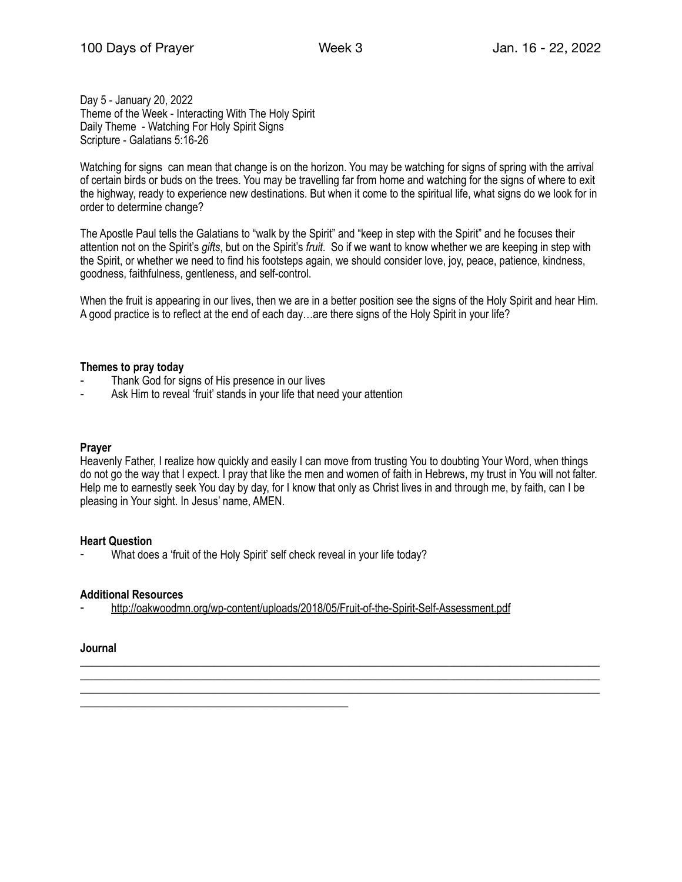Day 5 - January 20, 2022
Theme of the Week - Interacting With The Holy Spirit
Daily Theme - Watching For Holy Spirit Signs
Scripture - Galatians 5:16-26

Watching for signs can mean that change is on the horizon. You may be watching for signs of spring with the arrival of certain birds or buds on the trees. You may be travelling far from home and watching for the signs of where to exit the highway, ready to experience new destinations. But when it come to the spiritual life, what signs do we look for in order to determine change?

The Apostle Paul tells the Galatians to "walk by the Spirit" and "keep in step with the Spirit" and he focuses their attention not on the Spirit's *gifts*, but on the Spirit's *fruit*. So if we want to know whether we are keeping in step with the Spirit, or whether we need to find his footsteps again, we should consider love, joy, peace, patience, kindness, goodness, faithfulness, gentleness, and self-control.

When the fruit is appearing in our lives, then we are in a better position see the signs of the Holy Spirit and hear Him. A good practice is to reflect at the end of each day…are there signs of the Holy Spirit in your life?

**Themes to pray today**

- Thank God for signs of His presence in our lives
- Ask Him to reveal 'fruit' stands in your life that need your attention

**Prayer**

Heavenly Father, I realize how quickly and easily I can move from trusting You to doubting Your Word, when things do not go the way that I expect. I pray that like the men and women of faith in Hebrews, my trust in You will not falter. Help me to earnestly seek You day by day, for I know that only as Christ lives in and through me, by faith, can I be pleasing in Your sight. In Jesus' name, AMEN.

**Heart Question**

- What does a 'fruit of the Holy Spirit' self check reveal in your life today?

**Additional Resources**

- http://oakwoodmn.org/wp-content/uploads/2018/05/Fruit-of-the-Spirit-Self-Assessment.pdf

**Journal**

______________________________________________________________________________________________
______________________________________________________________________________________________
______________________________________________________________________________________________
_______________________________________________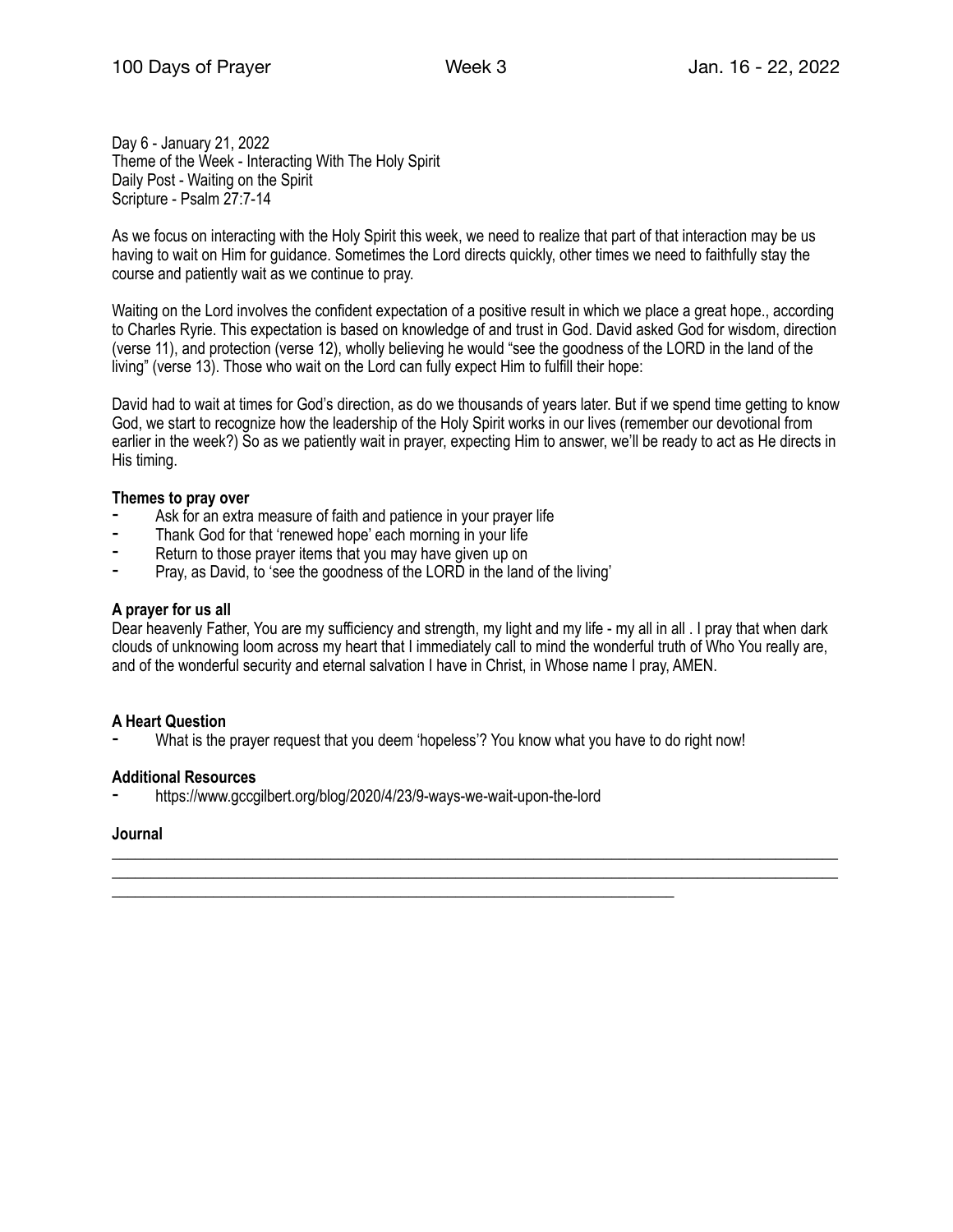Day 6 - January 21, 2022
Theme of the Week - Interacting With The Holy Spirit
Daily Post - Waiting on the Spirit
Scripture - Psalm 27:7-14

As we focus on interacting with the Holy Spirit this week, we need to realize that part of that interaction may be us having to wait on Him for guidance. Sometimes the Lord directs quickly, other times we need to faithfully stay the course and patiently wait as we continue to pray.

Waiting on the Lord involves the confident expectation of a positive result in which we place a great hope., according to Charles Ryrie. This expectation is based on knowledge of and trust in God. David asked God for wisdom, direction (verse 11), and protection (verse 12), wholly believing he would “see the goodness of the LORD in the land of the living” (verse 13). Those who wait on the Lord can fully expect Him to fulfill their hope:

David had to wait at times for God’s direction, as do we thousands of years later. But if we spend time getting to know God, we start to recognize how the leadership of the Holy Spirit works in our lives (remember our devotional from earlier in the week?) So as we patiently wait in prayer, expecting Him to answer, we’ll be ready to act as He directs in His timing.

**Themes to pray over**

- Ask for an extra measure of faith and patience in your prayer life
- Thank God for that ‘renewed hope’ each morning in your life
- Return to those prayer items that you may have given up on
- Pray, as David, to ‘see the goodness of the LORD in the land of the living’

**A prayer for us all**

Dear heavenly Father, You are my sufficiency and strength, my light and my life - my all in all . I pray that when dark clouds of unknowing loom across my heart that I immediately call to mind the wonderful truth of Who You really are, and of the wonderful security and eternal salvation I have in Christ, in Whose name I pray, AMEN.

**A Heart Question**

- What is the prayer request that you deem ‘hopeless’? You know what you have to do right now!

**Additional Resources**

- https://www.gccgilbert.org/blog/2020/4/23/9-ways-we-wait-upon-the-lord

**Journal**

________________________________________________________________________________________________
________________________________________________________________________________________________
________________________________________________________________________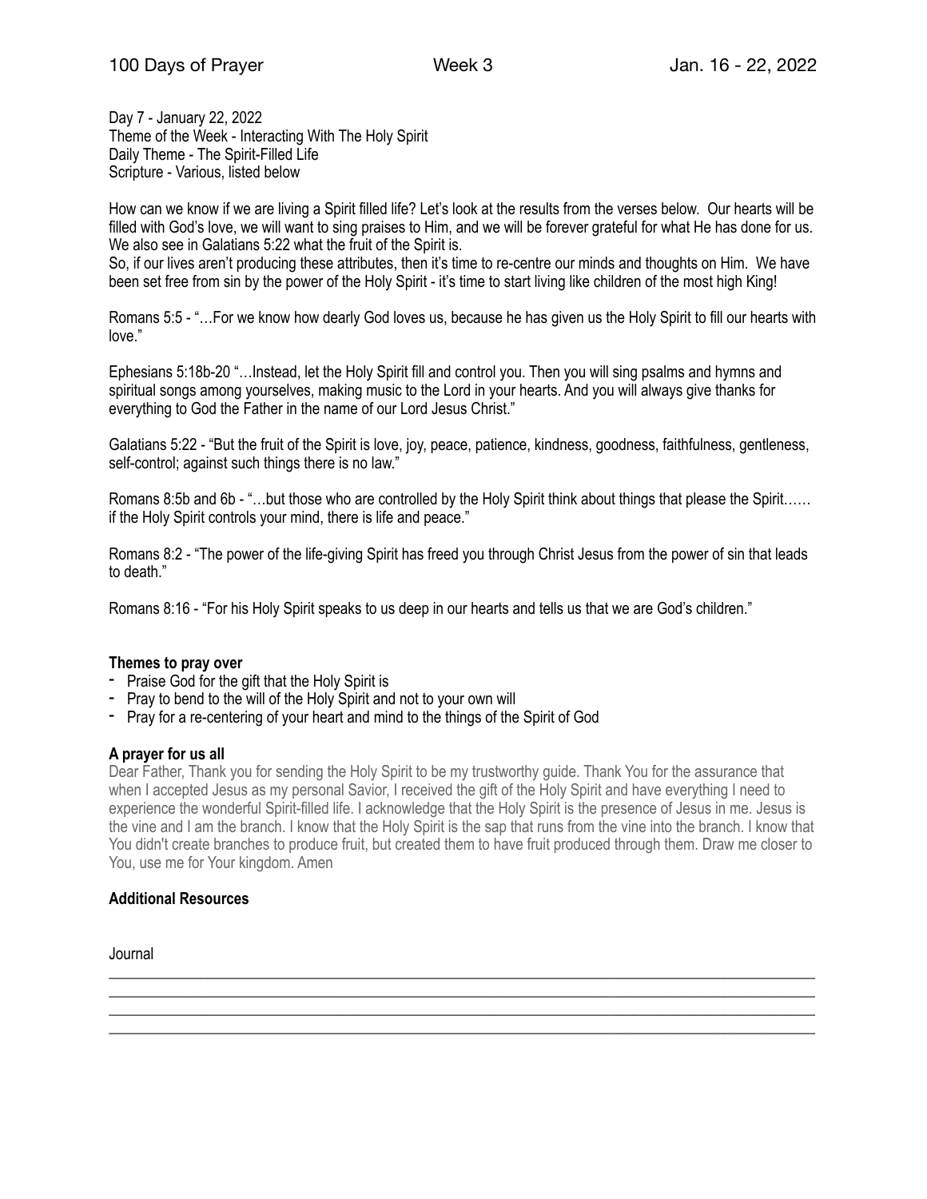Day 7 - January 22, 2022
Theme of the Week - Interacting With The Holy Spirit
Daily Theme - The Spirit-Filled Life
Scripture - Various, listed below

How can we know if we are living a Spirit filled life? Let's look at the results from the verses below. Our hearts will be filled with God's love, we will want to sing praises to Him, and we will be forever grateful for what He has done for us. We also see in Galatians 5:22 what the fruit of the Spirit is.
So, if our lives aren't producing these attributes, then it's time to re-centre our minds and thoughts on Him. We have been set free from sin by the power of the Holy Spirit - it's time to start living like children of the most high King!

Romans 5:5 - "…For we know how dearly God loves us, because he has given us the Holy Spirit to fill our hearts with love."

Ephesians 5:18b-20 "…Instead, let the Holy Spirit fill and control you. Then you will sing psalms and hymns and spiritual songs among yourselves, making music to the Lord in your hearts. And you will always give thanks for everything to God the Father in the name of our Lord Jesus Christ."

Galatians 5:22 - "But the fruit of the Spirit is love, joy, peace, patience, kindness, goodness, faithfulness, gentleness, self-control; against such things there is no law."

Romans 8:5b and 6b - "…but those who are controlled by the Holy Spirit think about things that please the Spirit…… if the Holy Spirit controls your mind, there is life and peace."

Romans 8:2 - "The power of the life-giving Spirit has freed you through Christ Jesus from the power of sin that leads to death."

Romans 8:16 - "For his Holy Spirit speaks to us deep in our hearts and tells us that we are God's children."

**Themes to pray over**

- Praise God for the gift that the Holy Spirit is
- Pray to bend to the will of the Holy Spirit and not to your own will
- Pray for a re-centering of your heart and mind to the things of the Spirit of God

**A prayer for us all**

Dear Father, Thank you for sending the Holy Spirit to be my trustworthy guide. Thank You for the assurance that when I accepted Jesus as my personal Savior, I received the gift of the Holy Spirit and have everything I need to experience the wonderful Spirit-filled life. I acknowledge that the Holy Spirit is the presence of Jesus in me. Jesus is the vine and I am the branch. I know that the Holy Spirit is the sap that runs from the vine into the branch. I know that You didn't create branches to produce fruit, but created them to have fruit produced through them. Draw me closer to You, use me for Your kingdom. Amen

**Additional Resources**

Journal

\_\_\_\_\_\_\_\_\_\_\_\_\_\_\_\_\_\_\_\_\_\_\_\_\_\_\_\_\_\_\_\_\_\_\_\_\_\_\_\_\_\_\_\_\_\_\_\_\_\_\_\_\_\_\_\_\_\_\_\_\_\_\_\_\_\_\_\_\_\_\_\_\_\_\_\_\_\_
\_\_\_\_\_\_\_\_\_\_\_\_\_\_\_\_\_\_\_\_\_\_\_\_\_\_\_\_\_\_\_\_\_\_\_\_\_\_\_\_\_\_\_\_\_\_\_\_\_\_\_\_\_\_\_\_\_\_\_\_\_\_\_\_\_\_\_\_\_\_\_\_\_\_\_\_\_\_
\_\_\_\_\_\_\_\_\_\_\_\_\_\_\_\_\_\_\_\_\_\_\_\_\_\_\_\_\_\_\_\_\_\_\_\_\_\_\_\_\_\_\_\_\_\_\_\_\_\_\_\_\_\_\_\_\_\_\_\_\_\_\_\_\_\_\_\_\_\_\_\_\_\_\_\_\_\_
\_\_\_\_\_\_\_\_\_\_\_\_\_\_\_\_\_\_\_\_\_\_\_\_\_\_\_\_\_\_\_\_\_\_\_\_\_\_\_\_\_\_\_\_\_\_\_\_\_\_\_\_\_\_\_\_\_\_\_\_\_\_\_\_\_\_\_\_\_\_\_\_\_\_\_\_\_\_